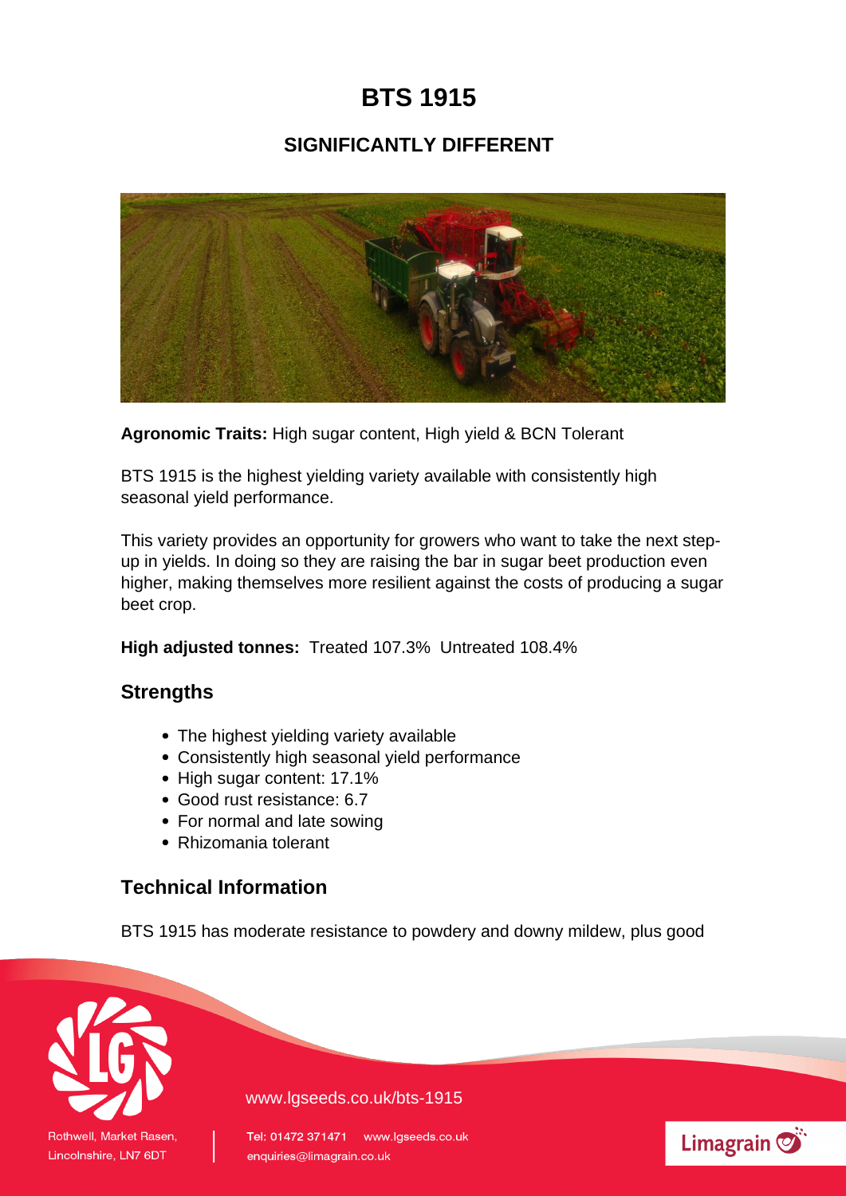# BTS 1915

## SIGNIFICANTLY DIFFERENT

**Agronomic Traits:** High sugar content, High yield & BCN Tolerant

BTS 1915 is the highest yielding variety available with consistently high seasonal yield performance.

This variety provides an opportunity for growers who want to take the next step-up in yields. In doing so they are raising the bar in sugar beet production even higher, making themselves more resilient against the costs of producing a sugar beet crop.

**High adjusted tonnes:** Treated 107.3% Untreated 108.4%

## Strengths

- The highest yielding variety available
- Consistently high seasonal yield performance
- High sugar content: 17.1%
- Good rust resistance: 6.7
- For normal and late sowing
- Rhizomania tolerant

## Technical Information

BTS 1915 has moderate resistance to powdery and downy mildew, plus good

www.lgseeds.co.uk/bts-1915

Rothwell, Market Rasen, Lincolnshire, LN7 6DT

Tel: 01472 371471 www.lgseeds.co.uk
enquiries@limagrain.co.uk

Limagrain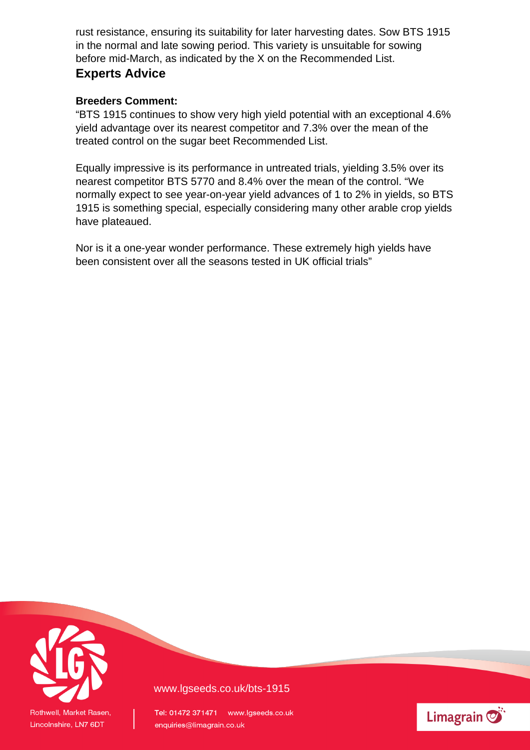rust resistance, ensuring its suitability for later harvesting dates. Sow BTS 1915 in the normal and late sowing period. This variety is unsuitable for sowing before mid-March, as indicated by the X on the Recommended List.

## Experts Advice

**Breeders Comment:**

"BTS 1915 continues to show very high yield potential with an exceptional 4.6% yield advantage over its nearest competitor and 7.3% over the mean of the treated control on the sugar beet Recommended List.

Equally impressive is its performance in untreated trials, yielding 3.5% over its nearest competitor BTS 5770 and 8.4% over the mean of the control. "We normally expect to see year-on-year yield advances of 1 to 2% in yields, so BTS 1915 is something special, especially considering many other arable crop yields have plateaued.

Nor is it a one-year wonder performance. These extremely high yields have been consistent over all the seasons tested in UK official trials"

www.lgseeds.co.uk/bts-1915

Rothwell, Market Rasen,
Lincolnshire, LN7 6DT

Tel: 01472 371471 www.lgseeds.co.uk
enquiries@limagrain.co.uk

Limagrain